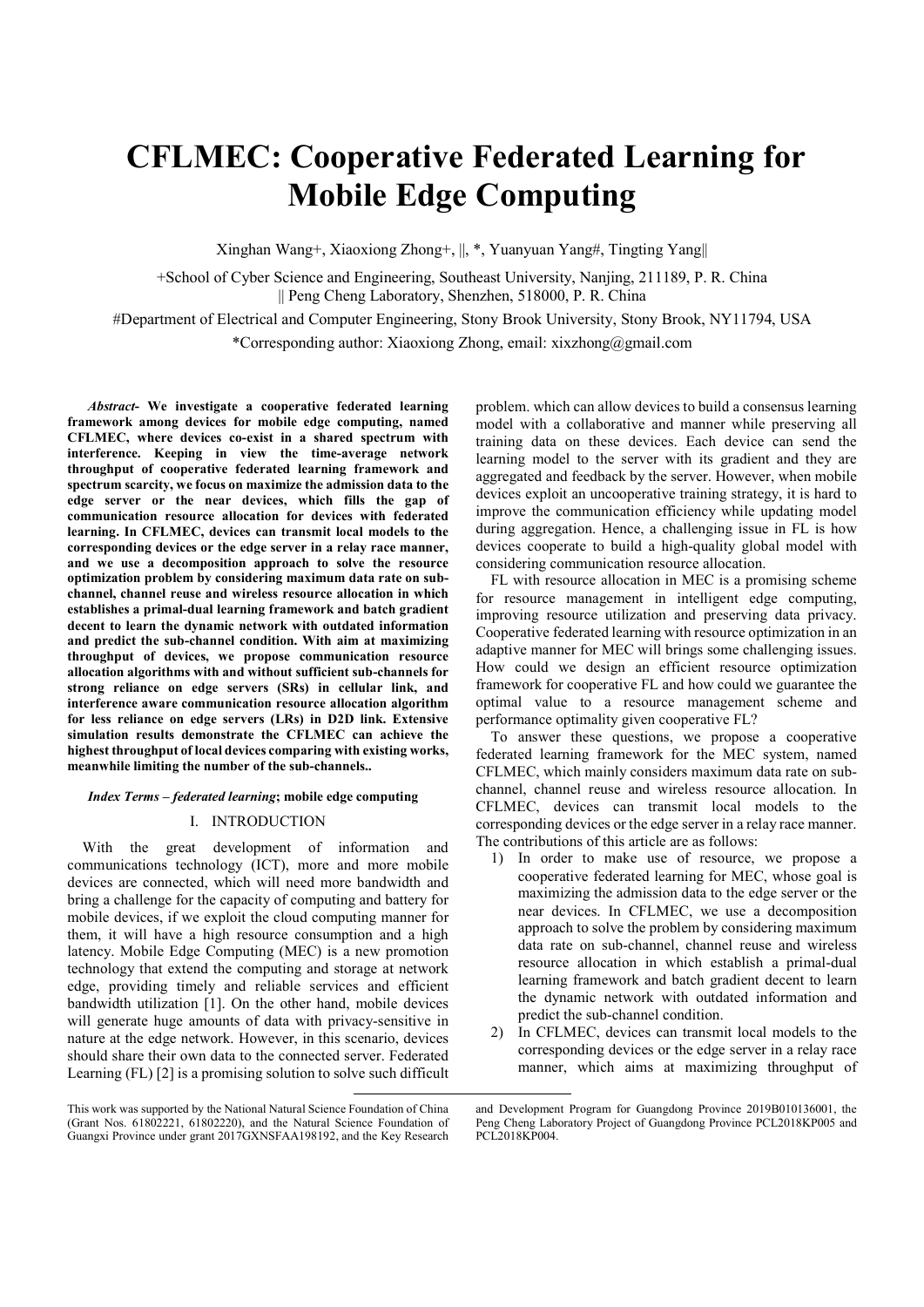# CFLMEC: Cooperative Federated Learning for Mobile Edge Computing

Xinghan Wang+, Xiaoxiong Zhong+, ||, *, Yuanyuan Yang#, Tingting Yang||

+School of Cyber Science and Engineering, Southeast University, Nanjing, 211189, P. R. China
|| Peng Cheng Laboratory, Shenzhen, 518000, P. R. China

#Department of Electrical and Computer Engineering, Stony Brook University, Stony Brook, NY11794, USA

*Corresponding author: Xiaoxiong Zhong, email: xixzhong@gmail.com

***Abstract-*** **We investigate a cooperative federated learning framework among devices for mobile edge computing, named CFLMEC, where devices co-exist in a shared spectrum with interference. Keeping in view the time-average network throughput of cooperative federated learning framework and spectrum scarcity, we focus on maximize the admission data to the edge server or the near devices, which fills the gap of communication resource allocation for devices with federated learning. In CFLMEC, devices can transmit local models to the corresponding devices or the edge server in a relay race manner, and we use a decomposition approach to solve the resource optimization problem by considering maximum data rate on sub-channel, channel reuse and wireless resource allocation in which establishes a primal-dual learning framework and batch gradient decent to learn the dynamic network with outdated information and predict the sub-channel condition. With aim at maximizing throughput of devices, we propose communication resource allocation algorithms with and without sufficient sub-channels for strong reliance on edge servers (SRs) in cellular link, and interference aware communication resource allocation algorithm for less reliance on edge servers (LRs) in D2D link. Extensive simulation results demonstrate the CFLMEC can achieve the highest throughput of local devices comparing with existing works, meanwhile limiting the number of the sub-channels..**

***Index Terms – federated learning*****; mobile edge computing**

## I. INTRODUCTION

With the great development of information and communications technology (ICT), more and more mobile devices are connected, which will need more bandwidth and bring a challenge for the capacity of computing and battery for mobile devices, if we exploit the cloud computing manner for them, it will have a high resource consumption and a high latency. Mobile Edge Computing (MEC) is a new promotion technology that extend the computing and storage at network edge, providing timely and reliable services and efficient bandwidth utilization [1]. On the other hand, mobile devices will generate huge amounts of data with privacy-sensitive in nature at the edge network. However, in this scenario, devices should share their own data to the connected server. Federated Learning (FL) [2] is a promising solution to solve such difficult problem. which can allow devices to build a consensus learning model with a collaborative and manner while preserving all training data on these devices. Each device can send the learning model to the server with its gradient and they are aggregated and feedback by the server. However, when mobile devices exploit an uncooperative training strategy, it is hard to improve the communication efficiency while updating model during aggregation. Hence, a challenging issue in FL is how devices cooperate to build a high-quality global model with considering communication resource allocation.

FL with resource allocation in MEC is a promising scheme for resource management in intelligent edge computing, improving resource utilization and preserving data privacy. Cooperative federated learning with resource optimization in an adaptive manner for MEC will brings some challenging issues. How could we design an efficient resource optimization framework for cooperative FL and how could we guarantee the optimal value to a resource management scheme and performance optimality given cooperative FL?

To answer these questions, we propose a cooperative federated learning framework for the MEC system, named CFLMEC, which mainly considers maximum data rate on sub-channel, channel reuse and wireless resource allocation. In CFLMEC, devices can transmit local models to the corresponding devices or the edge server in a relay race manner. The contributions of this article are as follows:

1) In order to make use of resource, we propose a cooperative federated learning for MEC, whose goal is maximizing the admission data to the edge server or the near devices. In CFLMEC, we use a decomposition approach to solve the problem by considering maximum data rate on sub-channel, channel reuse and wireless resource allocation in which establish a primal-dual learning framework and batch gradient decent to learn the dynamic network with outdated information and predict the sub-channel condition.
2) In CFLMEC, devices can transmit local models to the corresponding devices or the edge server in a relay race manner, which aims at maximizing throughput of

This work was supported by the National Natural Science Foundation of China (Grant Nos. 61802221, 61802220), and the Natural Science Foundation of Guangxi Province under grant 2017GXNSFAA198192, and the Key Research and Development Program for Guangdong Province 2019B010136001, the Peng Cheng Laboratory Project of Guangdong Province PCL2018KP005 and PCL2018KP004.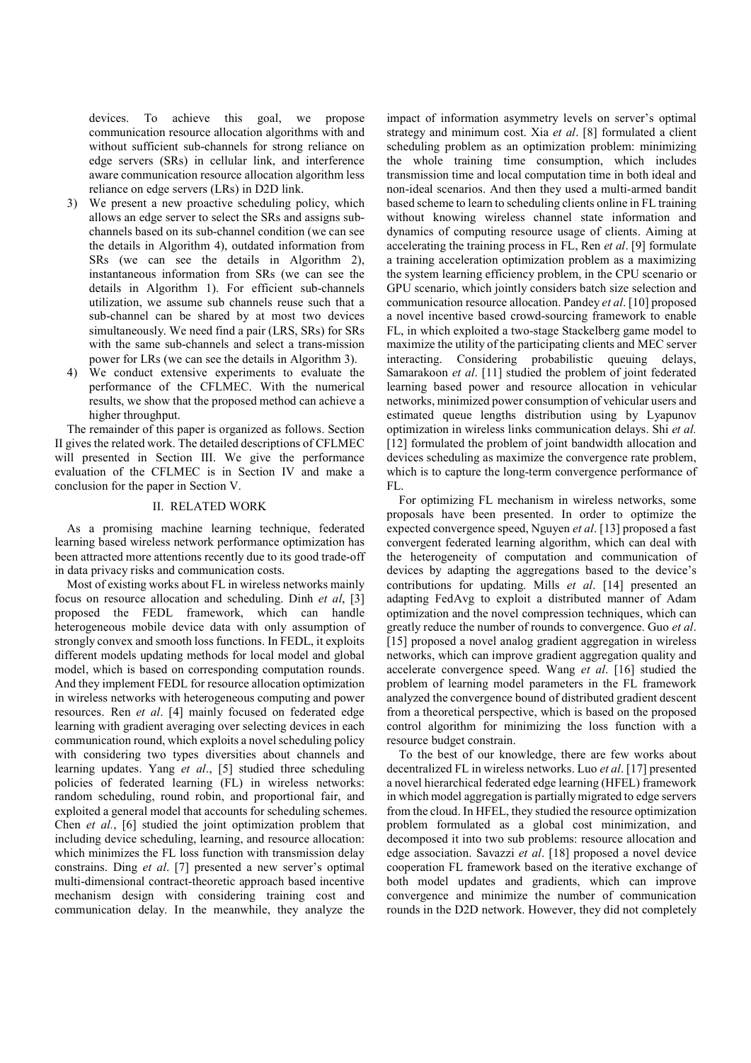devices. To achieve this goal, we propose communication resource allocation algorithms with and without sufficient sub-channels for strong reliance on edge servers (SRs) in cellular link, and interference aware communication resource allocation algorithm less reliance on edge servers (LRs) in D2D link.

3) We present a new proactive scheduling policy, which allows an edge server to select the SRs and assigns sub-channels based on its sub-channel condition (we can see the details in Algorithm 4), outdated information from SRs (we can see the details in Algorithm 2), instantaneous information from SRs (we can see the details in Algorithm 1). For efficient sub-channels utilization, we assume sub channels reuse such that a sub-channel can be shared by at most two devices simultaneously. We need find a pair (LRS, SRs) for SRs with the same sub-channels and select a trans-mission power for LRs (we can see the details in Algorithm 3).
4) We conduct extensive experiments to evaluate the performance of the CFLMEC. With the numerical results, we show that the proposed method can achieve a higher throughput.

The remainder of this paper is organized as follows. Section II gives the related work. The detailed descriptions of CFLMEC will presented in Section III. We give the performance evaluation of the CFLMEC is in Section IV and make a conclusion for the paper in Section V.

## II. RELATED WORK

As a promising machine learning technique, federated learning based wireless network performance optimization has been attracted more attentions recently due to its good trade-off in data privacy risks and communication costs.

Most of existing works about FL in wireless networks mainly focus on resource allocation and scheduling. Dinh *et al*, [3] proposed the FEDL framework, which can handle heterogeneous mobile device data with only assumption of strongly convex and smooth loss functions. In FEDL, it exploits different models updating methods for local model and global model, which is based on corresponding computation rounds. And they implement FEDL for resource allocation optimization in wireless networks with heterogeneous computing and power resources. Ren *et al*. [4] mainly focused on federated edge learning with gradient averaging over selecting devices in each communication round, which exploits a novel scheduling policy with considering two types diversities about channels and learning updates. Yang *et al*., [5] studied three scheduling policies of federated learning (FL) in wireless networks: random scheduling, round robin, and proportional fair, and exploited a general model that accounts for scheduling schemes. Chen *et al*., [6] studied the joint optimization problem that including device scheduling, learning, and resource allocation: which minimizes the FL loss function with transmission delay constrains. Ding *et al*. [7] presented a new server's optimal multi-dimensional contract-theoretic approach based incentive mechanism design with considering training cost and communication delay. In the meanwhile, they analyze the impact of information asymmetry levels on server's optimal strategy and minimum cost. Xia *et al*. [8] formulated a client scheduling problem as an optimization problem: minimizing the whole training time consumption, which includes transmission time and local computation time in both ideal and non-ideal scenarios. And then they used a multi-armed bandit based scheme to learn to scheduling clients online in FL training without knowing wireless channel state information and dynamics of computing resource usage of clients. Aiming at accelerating the training process in FL, Ren *et al*. [9] formulate a training acceleration optimization problem as a maximizing the system learning efficiency problem, in the CPU scenario or GPU scenario, which jointly considers batch size selection and communication resource allocation. Pandey *et al*. [10] proposed a novel incentive based crowd-sourcing framework to enable FL, in which exploited a two-stage Stackelberg game model to maximize the utility of the participating clients and MEC server interacting. Considering probabilistic queuing delays, Samarakoon *et al*. [11] studied the problem of joint federated learning based power and resource allocation in vehicular networks, minimized power consumption of vehicular users and estimated queue lengths distribution using by Lyapunov optimization in wireless links communication delays. Shi *et al.* [12] formulated the problem of joint bandwidth allocation and devices scheduling as maximize the convergence rate problem, which is to capture the long-term convergence performance of FL.

For optimizing FL mechanism in wireless networks, some proposals have been presented. In order to optimize the expected convergence speed, Nguyen *et al*. [13] proposed a fast convergent federated learning algorithm, which can deal with the heterogeneity of computation and communication of devices by adapting the aggregations based to the device's contributions for updating. Mills *et al*. [14] presented an adapting FedAvg to exploit a distributed manner of Adam optimization and the novel compression techniques, which can greatly reduce the number of rounds to convergence. Guo *et al*. [15] proposed a novel analog gradient aggregation in wireless networks, which can improve gradient aggregation quality and accelerate convergence speed. Wang *et al*. [16] studied the problem of learning model parameters in the FL framework analyzed the convergence bound of distributed gradient descent from a theoretical perspective, which is based on the proposed control algorithm for minimizing the loss function with a resource budget constrain.

To the best of our knowledge, there are few works about decentralized FL in wireless networks. Luo *et al*. [17] presented a novel hierarchical federated edge learning (HFEL) framework in which model aggregation is partially migrated to edge servers from the cloud. In HFEL, they studied the resource optimization problem formulated as a global cost minimization, and decomposed it into two sub problems: resource allocation and edge association. Savazzi *et al*. [18] proposed a novel device cooperation FL framework based on the iterative exchange of both model updates and gradients, which can improve convergence and minimize the number of communication rounds in the D2D network. However, they did not completely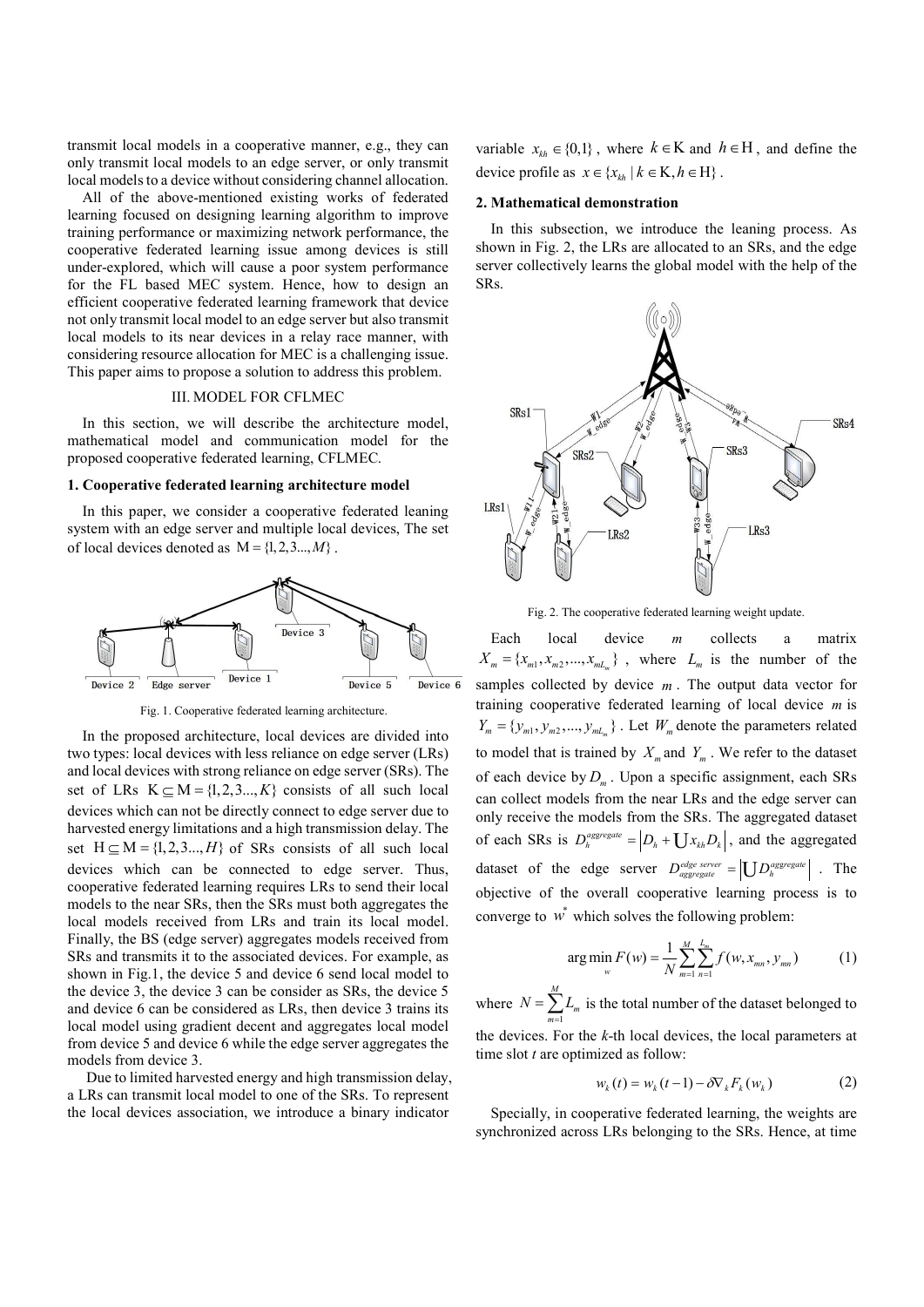transmit local models in a cooperative manner, e.g., they can only transmit local models to an edge server, or only transmit local models to a device without considering channel allocation.

All of the above-mentioned existing works of federated learning focused on designing learning algorithm to improve training performance or maximizing network performance, the cooperative federated learning issue among devices is still under-explored, which will cause a poor system performance for the FL based MEC system. Hence, how to design an efficient cooperative federated learning framework that device not only transmit local model to an edge server but also transmit local models to its near devices in a relay race manner, with considering resource allocation for MEC is a challenging issue. This paper aims to propose a solution to address this problem.

## III. MODEL FOR CFLMEC

In this section, we will describe the architecture model, mathematical model and communication model for the proposed cooperative federated learning, CFLMEC.

### 1. Cooperative federated learning architecture model

In this paper, we consider a cooperative federated leaning system with an edge server and multiple local devices, The set of local devices denoted as $\mathrm{M} = \{1, 2, 3..., M\}$.

Fig. 1. Cooperative federated learning architecture.

In the proposed architecture, local devices are divided into two types: local devices with less reliance on edge server (LRs) and local devices with strong reliance on edge server (SRs). The set of LRs $\mathrm{K} \subseteq \mathrm{M} = \{1, 2, 3..., K\}$ consists of all such local devices which can not be directly connect to edge server due to harvested energy limitations and a high transmission delay. The set $\mathrm{H} \subseteq \mathrm{M} = \{1, 2, 3..., H\}$ of SRs consists of all such local devices which can be connected to edge server. Thus, cooperative federated learning requires LRs to send their local models to the near SRs, then the SRs must both aggregates the local models received from LRs and train its local model. Finally, the BS (edge server) aggregates models received from SRs and transmits it to the associated devices. For example, as shown in Fig.1, the device 5 and device 6 send local model to the device 3, the device 3 can be consider as SRs, the device 5 and device 6 can be considered as LRs, then device 3 trains its local model using gradient decent and aggregates local model from device 5 and device 6 while the edge server aggregates the models from device 3.

Due to limited harvested energy and high transmission delay, a LRs can transmit local model to one of the SRs. To represent the local devices association, we introduce a binary indicator variable $x_{kh} \in \{0,1\}$, where $k \in \mathrm{K}$ and $h \in \mathrm{H}$, and define the device profile as $x \in \{x_{kh} \mid k \in \mathrm{K}, h \in \mathrm{H}\}$.

### 2. Mathematical demonstration

In this subsection, we introduce the leaning process. As shown in Fig. 2, the LRs are allocated to an SRs, and the edge server collectively learns the global model with the help of the SRs.

Fig. 2. The cooperative federated learning weight update.

Each local device $m$ collects a matrix $X_m = \{x_{m1}, x_{m2}, ..., x_{mL_m}\}$, where $L_m$ is the number of the samples collected by device $m$. The output data vector for training cooperative federated learning of local device $m$ is $Y_m = \{y_{m1}, y_{m2}, ..., y_{mL_m}\}$. Let $W_m$ denote the parameters related to model that is trained by $X_m$ and $Y_m$. We refer to the dataset of each device by $D_m$. Upon a specific assignment, each SRs can collect models from the near LRs and the edge server can only receive the models from the SRs. The aggregated dataset of each SRs is $D_h^{aggregate} = \left| D_h + \bigcup x_{kh} D_k \right|$, and the aggregated dataset of the edge server $D_{aggregate}^{edge\ server} = \left| \bigcup D_h^{aggregate} \right|$. The objective of the overall cooperative learning process is to converge to $w^*$ which solves the following problem:

$$\arg\min_{w} F(w) = \frac{1}{N} \sum_{m=1}^{M} \sum_{n=1}^{L_m} f(w, x_{mn}, y_{mn}) \tag{1}$$

where $N = \sum_{m=1}^{M} L_m$ is the total number of the dataset belonged to the devices. For the *k*-th local devices, the local parameters at time slot *t* are optimized as follow:

$$w_k(t) = w_k(t-1) - \delta \nabla_k F_k(w_k) \tag{2}$$

Specially, in cooperative federated learning, the weights are synchronized across LRs belonging to the SRs. Hence, at time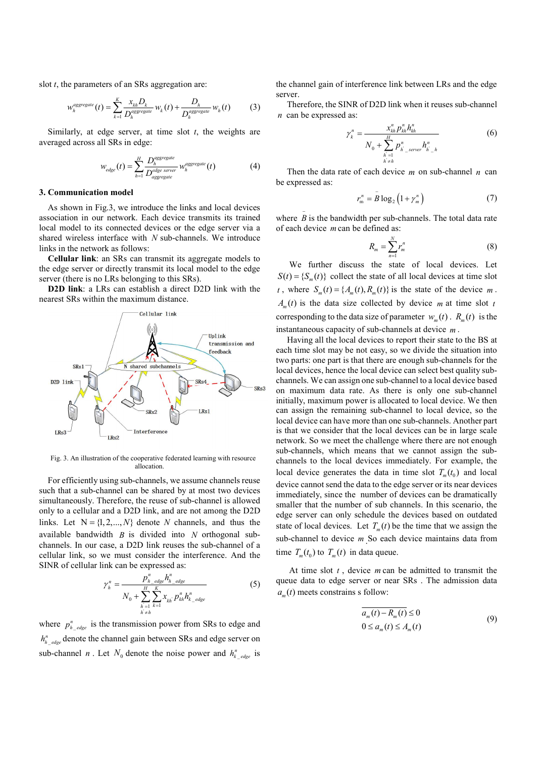slot $t$, the parameters of an SRs aggregation are:

$$w_h^{aggregate}(t) = \sum_{k=1}^{K} \frac{x_{kh} D_k}{D_h^{aggregate}} w_k(t) + \frac{D_h}{D_h^{aggregate}} w_h(t) \tag{3}$$

Similarly, at edge server, at time slot $t$, the weights are averaged across all SRs in edge:

$$w_{edge}(t) = \sum_{h=1}^{H} \frac{D_h^{aggregate}}{D_{aggregate}^{edge\ server}} w_h^{aggregate}(t) \tag{4}$$

## 3. Communication model

As shown in Fig.3, we introduce the links and local devices association in our network. Each device transmits its trained local model to its connected devices or the edge server via a shared wireless interface with $N$ sub-channels. We introduce links in the network as follows:

**Cellular link**: an SRs can transmit its aggregate models to the edge server or directly transmit its local model to the edge server (there is no LRs belonging to this SRs).

**D2D link**: a LRs can establish a direct D2D link with the nearest SRs within the maximum distance.

Fig. 3. An illustration of the cooperative federated learning with resource allocation.

For efficiently using sub-channels, we assume channels reuse such that a sub-channel can be shared by at most two devices simultaneously. Therefore, the reuse of sub-channel is allowed only to a cellular and a D2D link, and are not among the D2D links. Let $\mathrm{N} = \{1, 2, ..., N\}$ denote $N$ channels, and thus the available bandwidth $B$ is divided into $N$ orthogonal sub-channels. In our case, a D2D link reuses the sub-channel of a cellular link, so we must consider the interference. And the SINR of cellular link can be expressed as:

$$\gamma_h^n = \frac{p_{h\_edge}^n h_{h\_edge}^n}{N_0 + \sum_{\substack{h'=1 \\ h' \neq h}}^{H} \sum_{k=1}^{K} x_{kh'} p_{kh}^n h_{k\_edge}^n} \tag{5}$$

where $p_{h\_edge}^n$ is the transmission power from SRs to edge and $h_{h\_edge}^n$ denote the channel gain between SRs and edge server on sub-channel $n$. Let $N_0$ denote the noise power and $h_{k\_edge}^n$ is the channel gain of interference link between LRs and the edge server.

Therefore, the SINR of D2D link when it reuses sub-channel $n$ can be expressed as:

$$\gamma_k^n = \frac{x_{kh}^n p_{kh}^n h_{kh}^n}{N_0 + \sum_{\substack{h'=1 \\ h' \neq h}}^{H} p_{h'\_server}^n h_{h'\_h}^n} \tag{6}$$

Then the data rate of each device $m$ on sub-channel $n$ can be expressed as:

$$r_m^n = \bar{B} \log_2 \left(1 + \gamma_m^n\right) \tag{7}$$

where $\bar{B}$ is the bandwidth per sub-channels. The total data rate of each device $m$ can be defined as:

$$R_m = \sum_{n=1}^{N} r_m^n \tag{8}$$

We further discuss the state of local devices. Let $S(t) = \{S_m(t)\}$ collect the state of all local devices at time slot $t$, where $S_m(t) = \{A_m(t), R_m(t)\}$ is the state of the device $m$. $A_m(t)$ is the data size collected by device $m$ at time slot $t$ corresponding to the data size of parameter $w_m(t)$. $R_m(t)$ is the instantaneous capacity of sub-channels at device $m$.

Having all the local devices to report their state to the BS at each time slot may be not easy, so we divide the situation into two parts: one part is that there are enough sub-channels for the local devices, hence the local device can select best quality sub-channels. We can assign one sub-channel to a local device based on maximum data rate. As there is only one sub-channel initially, maximum power is allocated to local device. We then can assign the remaining sub-channel to local device, so the local device can have more than one sub-channels. Another part is that we consider that the local devices can be in large scale network. So we meet the challenge where there are not enough sub-channels, which means that we cannot assign the sub-channels to the local devices immediately. For example, the local device generates the data in time slot $T_m(t_0)$ and local device cannot send the data to the edge server or its near devices immediately, since the number of devices can be dramatically smaller that the number of sub channels. In this scenario, the edge server can only schedule the devices based on outdated state of local devices. Let $T_m(t)$ be the time that we assign the sub-channel to device $m$. So each device maintains data from time $T_m(t_0)$ to $T_m(t)$ in data queue.

At time slot $t$, device $m$ can be admitted to transmit the queue data to edge server or near SRs. The admission data $a_m(t)$ meets constrains s follow:

$$\begin{aligned} \overline{a_m(t) - R_m(t)} \leq 0 \\ 0 \leq a_m(t) \leq A_m(t) \end{aligned} \tag{9}$$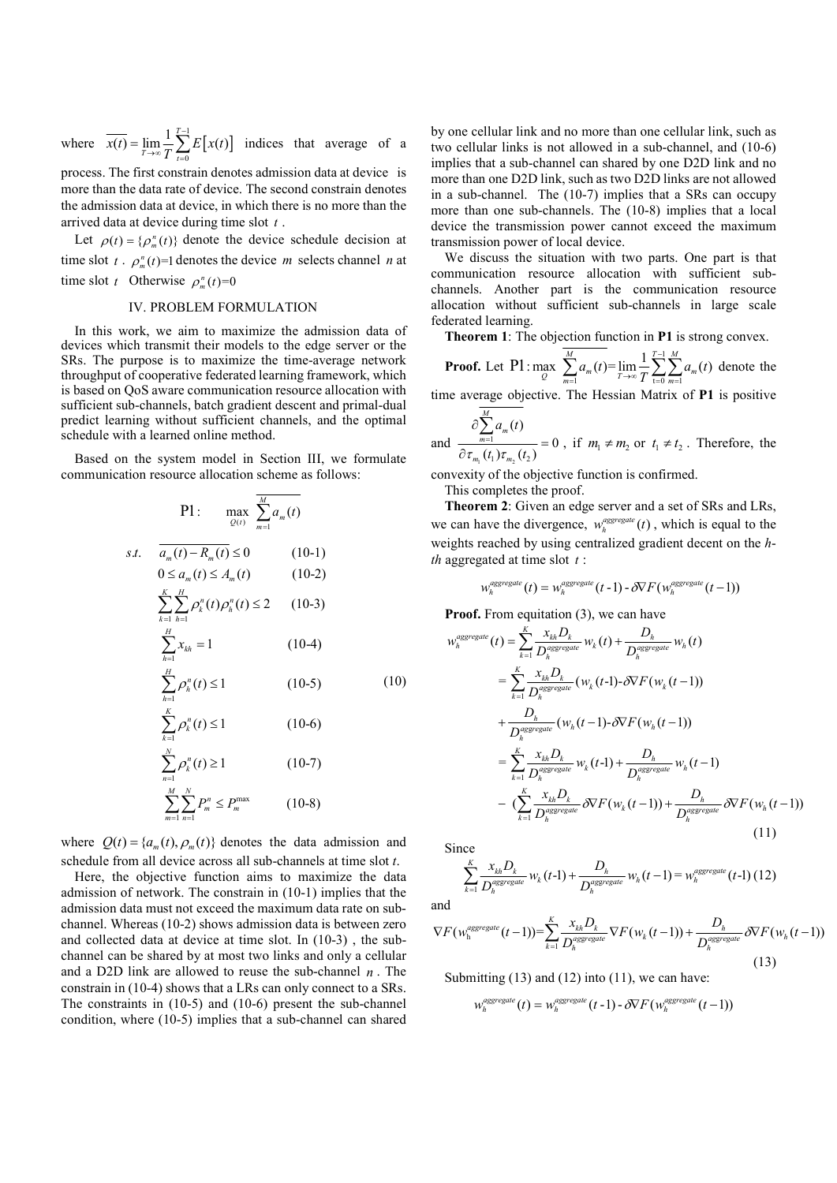where $\overline{x(t)} = \lim_{T\to\infty} \frac{1}{T}\sum_{t=0}^{T-1} E\left[x(t)\right]$ indices that average of a process. The first constrain denotes admission data at device is more than the data rate of device. The second constrain denotes the admission data at device, in which there is no more than the arrived data at device during time slot $t$.

Let $\rho(t) = \{\rho_m^n(t)\}$ denote the device schedule decision at time slot $t$. $\rho_m^n(t)$=1 denotes the device $m$ selects channel $n$ at time slot $t$ Otherwise $\rho_m^n(t)$=0

## IV. PROBLEM FORMULATION

In this work, we aim to maximize the admission data of devices which transmit their models to the edge server or the SRs. The purpose is to maximize the time-average network throughput of cooperative federated learning framework, which is based on QoS aware communication resource allocation with sufficient sub-channels, batch gradient descent and primal-dual predict learning without sufficient channels, and the optimal schedule with a learned online method.

Based on the system model in Section III, we formulate communication resource allocation scheme as follows:

$$
\begin{aligned}
\text{P1}: \quad & \max_{Q(t)} \overline{\sum_{m=1}^{M} a_m(t)} \\
s.t. \quad & \overline{a_m(t) - R_m(t)} \le 0 && \text{(10-1)} \\
& 0 \le a_m(t) \le A_m(t) && \text{(10-2)} \\
& \sum_{k=1}^{K}\sum_{h=1}^{H} \rho_k^n(t)\rho_h^n(t) \le 2 && \text{(10-3)} \\
& \sum_{h=1}^{H} x_{kh} = 1 && \text{(10-4)} \\
& \sum_{h=1}^{H} \rho_h^n(t) \le 1 && \text{(10-5)} \\
& \sum_{k=1}^{K} \rho_k^n(t) \le 1 && \text{(10-6)} \\
& \sum_{n=1}^{N} \rho_k^n(t) \ge 1 && \text{(10-7)} \\
& \sum_{m=1}^{M}\sum_{n=1}^{N} P_m^n \le P_m^{\max} && \text{(10-8)}
\end{aligned}
\tag{10}
$$

where $Q(t) = \{a_m(t), \rho_m(t)\}$ denotes the data admission and schedule from all device across all sub-channels at time slot $t$.

Here, the objective function aims to maximize the data admission of network. The constrain in (10-1) implies that the admission data must not exceed the maximum data rate on sub-channel. Whereas (10-2) shows admission data is between zero and collected data at device at time slot. In (10-3) , the sub-channel can be shared by at most two links and only a cellular and a D2D link are allowed to reuse the sub-channel $n$. The constrain in (10-4) shows that a LRs can only connect to a SRs. The constraints in (10-5) and (10-6) present the sub-channel condition, where (10-5) implies that a sub-channel can shared by one cellular link and no more than one cellular link, such as two cellular links is not allowed in a sub-channel, and (10-6) implies that a sub-channel can shared by one D2D link and no more than one D2D link, such as two D2D links are not allowed in a sub-channel. The (10-7) implies that a SRs can occupy more than one sub-channels. The (10-8) implies that a local device the transmission power cannot exceed the maximum transmission power of local device.

We discuss the situation with two parts. One part is that communication resource allocation with sufficient sub-channels. Another part is the communication resource allocation without sufficient sub-channels in large scale federated learning.

**Theorem 1**: The objection function in **P1** is strong convex.

**Proof.** Let $\text{P1}: \max_{Q} \overline{\sum_{m=1}^{M} a_m(t)} = \lim_{T\to\infty} \frac{1}{T}\sum_{t=0}^{T-1}\sum_{m=1}^{M} a_m(t)$ denote the time average objective. The Hessian Matrix of **P1** is positive and $\frac{\partial \overline{\sum_{m=1}^{M} a_m(t)}}{\partial \tau_{m_1}(t_1)\tau_{m_2}(t_2)} = 0$ , if $m_1 \ne m_2$ or $t_1 \ne t_2$ . Therefore, the convexity of the objective function is confirmed.

This completes the proof.

**Theorem 2**: Given an edge server and a set of SRs and LRs, we can have the divergence, $w_h^{aggregate}(t)$ , which is equal to the weights reached by using centralized gradient decent on the *h-th* aggregated at time slot $t$ :

$$
w_h^{aggregate}(t) = w_h^{aggregate}(t\text{-}1)\text{-}\delta\nabla F(w_h^{aggregate}(t-1))
$$

**Proof.** From equitation (3), we can have

$$
\begin{aligned}
w_h^{aggregate}(t) &= \sum_{k=1}^{K} \frac{x_{kh}D_k}{D_h^{aggregate}} w_k(t) + \frac{D_h}{D_h^{aggregate}} w_h(t) \\
&= \sum_{k=1}^{K} \frac{x_{kh}D_k}{D_h^{aggregate}} (w_k(t\text{-}1)\text{-}\delta\nabla F(w_k(t-1)) \\
&+ \frac{D_h}{D_h^{aggregate}} (w_h(t-1)\text{-}\delta\nabla F(w_h(t-1)) \\
&= \sum_{k=1}^{K} \frac{x_{kh}D_k}{D_h^{aggregate}} w_k(t\text{-}1) + \frac{D_h}{D_h^{aggregate}} w_h(t-1) \\
&- (\sum_{k=1}^{K} \frac{x_{kh}D_k}{D_h^{aggregate}} \delta\nabla F(w_k(t-1)) + \frac{D_h}{D_h^{aggregate}} \delta\nabla F(w_h(t-1))
\end{aligned}
\tag{11}
$$

Since

$$
\sum_{k=1}^{K} \frac{x_{kh}D_k}{D_h^{aggregate}} w_k(t\text{-}1) + \frac{D_h}{D_h^{aggregate}} w_h(t-1) = w_h^{aggregate}(t\text{-}1) \tag{12}
$$

and

$$
\nabla F(w_{\mathrm{h}}^{aggregate}(t-1)) = \sum_{k=1}^{K} \frac{x_{kh}D_k}{D_h^{aggregate}} \nabla F(w_k(t-1)) + \frac{D_h}{D_h^{aggregate}} \delta\nabla F(w_h(t-1)) \tag{13}
$$

Submitting (13) and (12) into (11), we can have:

$$
w_h^{aggregate}(t) = w_h^{aggregate}(t\text{-}1)\text{-}\delta\nabla F(w_h^{aggregate}(t-1))
$$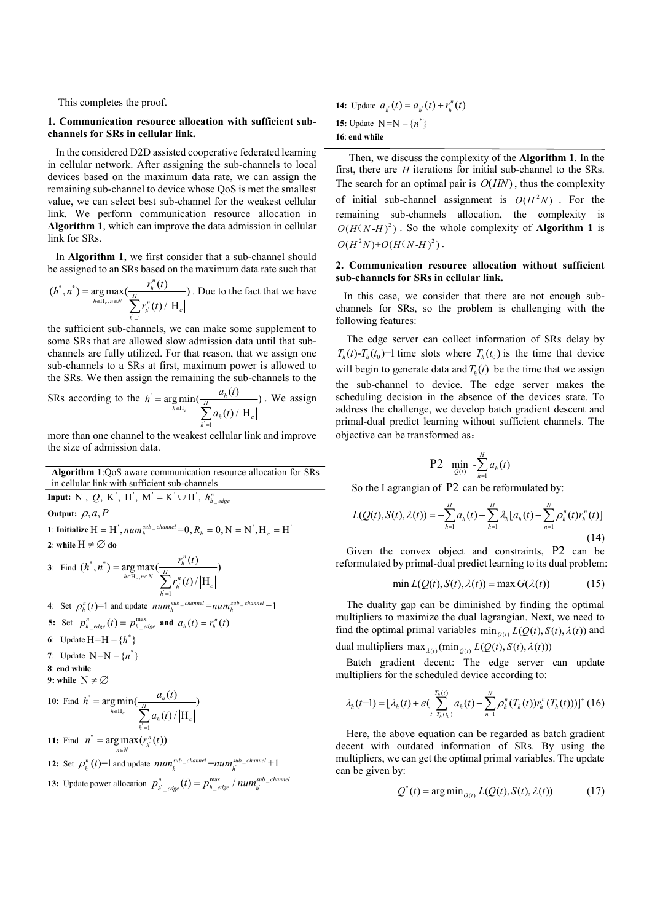This completes the proof.

**1. Communication resource allocation with sufficient sub-channels for SRs in cellular link.**

In the considered D2D assisted cooperative federated learning in cellular network. After assigning the sub-channels to local devices based on the maximum data rate, we can assign the remaining sub-channel to device whose QoS is met the smallest value, we can select best sub-channel for the weakest cellular link. We perform communication resource allocation in **Algorithm 1**, which can improve the data admission in cellular link for SRs.

In **Algorithm 1**, we first consider that a sub-channel should be assigned to an SRs based on the maximum data rate such that $(h^*, n^*) = \arg\max_{h\in \mathrm{H}_c, n\in N}\left(\frac{r_h^n(t)}{\sum_{h^{'}=1}^{H} r_{h^{'}}^n(t)/\left|\mathrm{H}_c\right|}\right)$. Due to the fact that we have the sufficient sub-channels, we can make some supplement to some SRs that are allowed slow admission data until that sub-channels are fully utilized. For that reason, that we assign one sub-channels to a SRs at first, maximum power is allowed to the SRs. We then assign the remaining the sub-channels to the SRs according to the $h^{'} = \arg\min_{h\in \mathrm{H}_c}\left(\frac{a_h(t)}{\sum_{h^{'}=1}^{H} a_h(t)/\left|\mathrm{H}_c\right|}\right)$. We assign more than one channel to the weakest cellular link and improve the size of admission data.

---

**Algorithm 1**:QoS aware communication resource allocation for SRs in cellular link with sufficient sub-channels

---

**Input:** $\mathrm{N}^{'}$, $Q$, $\mathrm{K}^{'}$, $\mathrm{H}^{'}$, $\mathrm{M}^{'} = \mathrm{K}^{'} \cup \mathrm{H}^{'}$, $h_{h\_edge}^n$

**Output:** $\rho, a, P$

**1**: **Initialize** $\mathrm{H} = \mathrm{H}^{'}, num_h^{sub\_channel} = 0, R_h = 0, \mathrm{N} = \mathrm{N}^{'}, \mathrm{H}_c = \mathrm{H}^{'}$

**2**: **while** $\mathrm{H} \neq \varnothing$ **do**

**3**: Find $(h^*, n^*) = \arg\max_{h\in \mathrm{H}_c, n\in N}\left(\frac{r_h^n(t)}{\sum_{h^{'}=1}^{H} r_{h^{'}}^n(t)/\left|\mathrm{H}_c\right|}\right)$

**4**: Set $\rho_h^n(t)=1$ and update $num_h^{sub\_channel} = num_h^{sub\_channel} + 1$

**5:** Set $p_{h\_edge}^n(t) = p_{h\_edge}^{\max}$ **and** $a_h(t) = r_h^n(t)$

**6**: Update $\mathrm{H} = \mathrm{H} - \{h^*\}$

**7**: Update $\mathrm{N} = \mathrm{N} - \{n^*\}$

**8**: **end while**

**9: while** $\mathrm{N} \neq \varnothing$

**10:** Find $h^{'} = \arg\min_{h\in \mathrm{H}_c}\left(\frac{a_h(t)}{\sum_{h^{'}=1}^{H} a_h(t)/\left|\mathrm{H}_c\right|}\right)$

**11:** Find $n^* = \arg\max_{n\in N}(r_{h^{'}}^n(t))$

**12:** Set $\rho_{h^{'}}^n(t)=1$ and update $num_{h^{'}}^{sub\_channel} = num_{h^{'}}^{sub\_channel} + 1$

**13:** Update power allocation $p_{h^{'}\_edge}^n(t) = p_{h\_edge}^{\max} / num_{h^{'}}^{sub\_channel}$

**14:** Update $a_{h^{'}}(t) = a_{h^{'}}(t) + r_{h^{'}}^n(t)$

**15:** Update $\mathrm{N} = \mathrm{N} - \{n^*\}$

**16**: **end while**

---

Then, we discuss the complexity of the **Algorithm 1**. In the first, there are $H$ iterations for initial sub-channel to the SRs. The search for an optimal pair is $O(HN)$, thus the complexity of initial sub-channel assignment is $O(H^2N)$. For the remaining sub-channels allocation, the complexity is $O(H(N\text{-}H)^2)$. So the whole complexity of **Algorithm 1** is $O(H^2N) + O(H(N\text{-}H)^2)$.

**2. Communication resource allocation without sufficient sub-channels for SRs in cellular link.**

In this case, we consider that there are not enough sub-channels for SRs, so the problem is challenging with the following features:

The edge server can collect information of SRs delay by $T_h(t)\text{-}T_h(t_0)+1$ time slots where $T_h(t_0)$ is the time that device will begin to generate data and $T_h(t)$ be the time that we assign the sub-channel to device. The edge server makes the scheduling decision in the absence of the devices state. To address the challenge, we develop batch gradient descent and primal-dual predict learning without sufficient channels. The objective can be transformed as：

$$\mathrm{P2} \quad \min_{Q(t)} \ \overline{-\sum_{h=1}^{H} a_h(t)}$$

So the Lagrangian of P2 can be reformulated by:

$$L(Q(t), S(t), \lambda(t)) = -\sum_{h=1}^{H} a_h(t) + \sum_{h=1}^{H} \lambda_h [a_h(t) - \sum_{n=1}^{N} \rho_h^n(t) r_h^n(t)] \tag{14}$$

Given the convex object and constraints, P2 can be reformulated by primal-dual predict learning to its dual problem:

$$\min L(Q(t), S(t), \lambda(t)) = \max G(\lambda(t)) \tag{15}$$

The duality gap can be diminished by finding the optimal multipliers to maximize the dual lagrangian. Next, we need to find the optimal primal variables $\min_{Q(t)} L(Q(t), S(t), \lambda(t))$ and dual multipliers $\max_{\lambda(t)}(\min_{Q(t)} L(Q(t), S(t), \lambda(t)))$

Batch gradient decent: The edge server can update multipliers for the scheduled device according to:

$$\lambda_h(t+1) = [\lambda_h(t) + \varepsilon(\sum_{t=T_h(t_0)}^{T_h(t)} a_h(t) - \sum_{n=1}^{N} \rho_h^n(T_h(t)) r_h^n(T_h(t)))]^+ \tag{16}$$

Here, the above equation can be regarded as batch gradient decent with outdated information of SRs. By using the multipliers, we can get the optimal primal variables. The update can be given by:

$$Q^*(t) = \arg\min_{Q(t)} L(Q(t), S(t), \lambda(t)) \tag{17}$$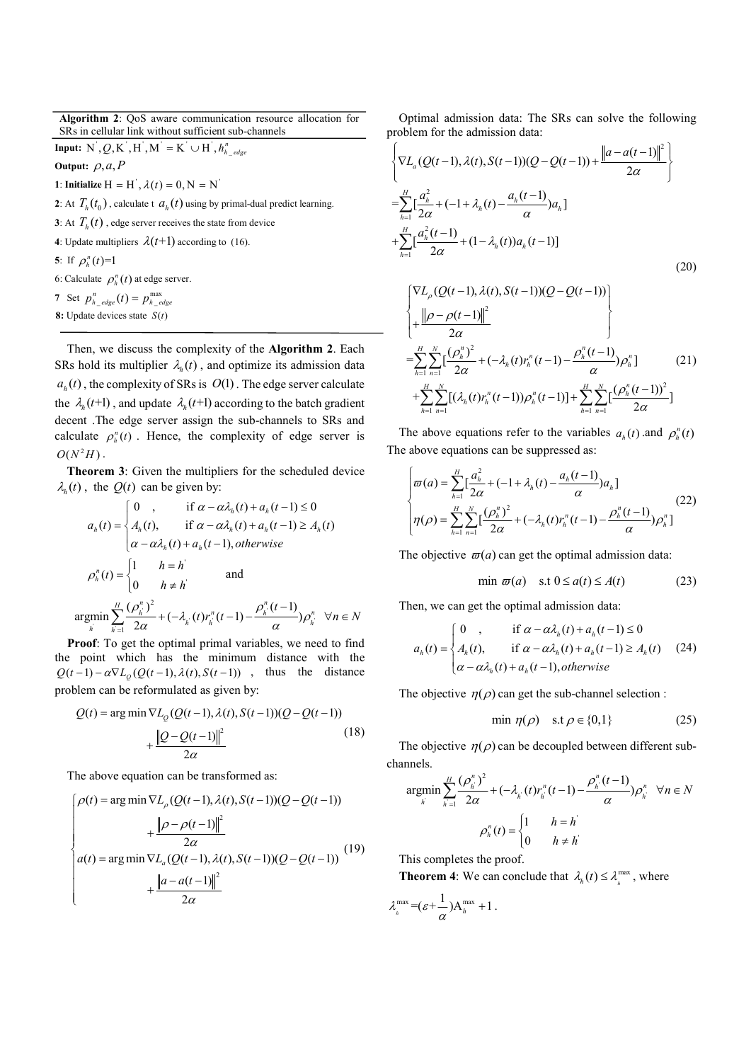**Algorithm 2**: QoS aware communication resource allocation for SRs in cellular link without sufficient sub-channels

**Input:** $N^{'}, Q, K^{'}, H^{'}, M^{'} = K^{'} \cup H^{'}, h^{n}_{h\_edge}$

**Output:** $\rho, a, P$

**1**: **Initialize** $H = H^{'}, \lambda(t) = 0, N = N^{'}$

**2**: At $T_h(t_0)$ , calculate t $a_h(t)$ using by primal-dual predict learning.

**3**: At $T_h(t)$ , edge server receives the state from device

**4**: Update multipliers $\lambda(t+1)$ according to (16).

**5**: If $\rho^n_h(t)$=1

6: Calculate $\rho^n_h(t)$ at edge server.

**7** Set $p^n_{h\_edge}(t) = p^{\max}_{h\_edge}$

**8:** Update devices state $S(t)$

Then, we discuss the complexity of the **Algorithm 2**. Each SRs hold its multiplier $\lambda_h(t)$, and optimize its admission data $a_h(t)$, the complexity of SRs is $O(1)$. The edge server calculate the $\lambda_h(t+1)$, and update $\lambda_h(t+1)$ according to the batch gradient decent .The edge server assign the sub-channels to SRs and calculate $\rho^n_h(t)$. Hence, the complexity of edge server is $O(N^2 H)$.

**Theorem 3**: Given the multipliers for the scheduled device $\lambda_h(t)$, the $Q(t)$ can be given by:

$$a_h(t) = \begin{cases} 0 \quad , & \text{if } \alpha - \alpha\lambda_h(t) + a_h(t-1) \le 0 \\ A_h(t), & \text{if } \alpha - \alpha\lambda_h(t) + a_h(t-1) \ge A_h(t) \\ \alpha - \alpha\lambda_h(t) + a_h(t-1), \mathit{otherwise} \end{cases}$$

$$\rho^n_h(t) = \begin{cases} 1 & h = h^{'} \\ 0 & h \ne h^{'} \end{cases} \quad \text{and}$$

$$\underset{h^{'}}{\text{argmin}} \sum_{h^{'}=1}^{H} \frac{(\rho^n_{h^{'}})^2}{2\alpha} + (-\lambda_{h^{'}}(t) r^n_{h^{'}}(t-1) - \frac{\rho^n_{h^{'}}(t-1)}{\alpha})\rho^n_{h^{'}} \quad \forall n \in N$$

**Proof**: To get the optimal primal variables, we need to find the point which has the minimum distance with the $Q(t-1) - \alpha \nabla L_Q(Q(t-1), \lambda(t), S(t-1))$, thus the distance problem can be reformulated as given by:

$$Q(t) = \arg\min \nabla L_Q(Q(t-1), \lambda(t), S(t-1))(Q - Q(t-1)) + \frac{\|Q - Q(t-1)\|^2}{2\alpha} \tag{18}$$

The above equation can be transformed as:

$$\begin{cases} \rho(t) = \arg\min \nabla L_\rho(Q(t-1), \lambda(t), S(t-1))(Q - Q(t-1)) \\ \qquad + \frac{\|\rho - \rho(t-1)\|^2}{2\alpha} \\ a(t) = \arg\min \nabla L_a(Q(t-1), \lambda(t), S(t-1))(Q - Q(t-1)) \\ \qquad + \frac{\|a - a(t-1)\|^2}{2\alpha} \end{cases} \tag{19}$$

Optimal admission data: The SRs can solve the following problem for the admission data:

$$\begin{aligned} &\left\{ \nabla L_a(Q(t-1), \lambda(t), S(t-1))(Q - Q(t-1)) + \frac{\|a - a(t-1)\|^2}{2\alpha} \right\} \\ &= \sum_{h=1}^{H} [\frac{a_h^2}{2\alpha} + (-1 + \lambda_h(t) - \frac{a_h(t-1)}{\alpha})a_h] \\ &+ \sum_{h=1}^{H} [\frac{a_h^2(t-1)}{2\alpha} + (1 - \lambda_h(t))a_h(t-1)] \end{aligned} \tag{20}$$

$$\begin{aligned} &\left\{ \begin{aligned} &\nabla L_\rho(Q(t-1), \lambda(t), S(t-1))(Q - Q(t-1)) \\ &+ \frac{\|\rho - \rho(t-1)\|^2}{2\alpha} \end{aligned} \right\} \\ &= \sum_{h=1}^{H}\sum_{n=1}^{N} [\frac{(\rho^n_h)^2}{2\alpha} + (-\lambda_h(t) r^n_h(t-1) - \frac{\rho^n_h(t-1)}{\alpha})\rho^n_h] \\ &+ \sum_{h=1}^{H}\sum_{n=1}^{N} [(\lambda_h(t) r^n_h(t-1))\rho^n_h(t-1)] + \sum_{h=1}^{H}\sum_{n=1}^{N} [\frac{(\rho^n_h(t-1))^2}{2\alpha}] \end{aligned} \tag{21}$$

The above equations refer to the variables $a_h(t)$ .and $\rho^n_h(t)$ The above equations can be suppressed as:

$$\begin{cases} \varpi(a) = \sum_{h=1}^{H} [\frac{a_h^2}{2\alpha} + (-1 + \lambda_h(t) - \frac{a_h(t-1)}{\alpha})a_h] \\ \eta(\rho) = \sum_{h=1}^{H}\sum_{n=1}^{N} [\frac{(\rho^n_h)^2}{2\alpha} + (-\lambda_h(t) r^n_h(t-1) - \frac{\rho^n_h(t-1)}{\alpha})\rho^n_h] \end{cases} \tag{22}$$

The objective $\varpi(a)$ can get the optimal admission data:

$$\min \varpi(a) \quad \text{s.t } 0 \le a(t) \le A(t) \tag{23}$$

Then, we can get the optimal admission data:

$$a_h(t) = \begin{cases} 0 \quad , & \text{if } \alpha - \alpha\lambda_h(t) + a_h(t-1) \le 0 \\ A_h(t), & \text{if } \alpha - \alpha\lambda_h(t) + a_h(t-1) \ge A_h(t) \\ \alpha - \alpha\lambda_h(t) + a_h(t-1), \mathit{otherwise} \end{cases} \tag{24}$$

The objective $\eta(\rho)$ can get the sub-channel selection :

$$\min \eta(\rho) \quad \text{s.t } \rho \in \{0,1\} \tag{25}$$

The objective $\eta(\rho)$ can be decoupled between different sub-channels.

$$\underset{h^{'}}{\text{argmin}} \sum_{h^{'}=1}^{H} \frac{(\rho^n_{h^{'}})^2}{2\alpha} + (-\lambda_{h^{'}}(t) r^n_{h^{'}}(t-1) - \frac{\rho^n_{h^{'}}(t-1)}{\alpha})\rho^n_{h^{'}} \quad \forall n \in N$$

$$\rho^n_h(t) = \begin{cases} 1 & h = h^{'} \\ 0 & h \ne h^{'} \end{cases}$$

This completes the proof.

**Theorem 4**: We can conclude that $\lambda_h(t) \le \lambda^{\max}_{h}$, where $\lambda^{\max}_{h} = (\varepsilon + \frac{1}{\alpha})A^{\max}_h + 1$.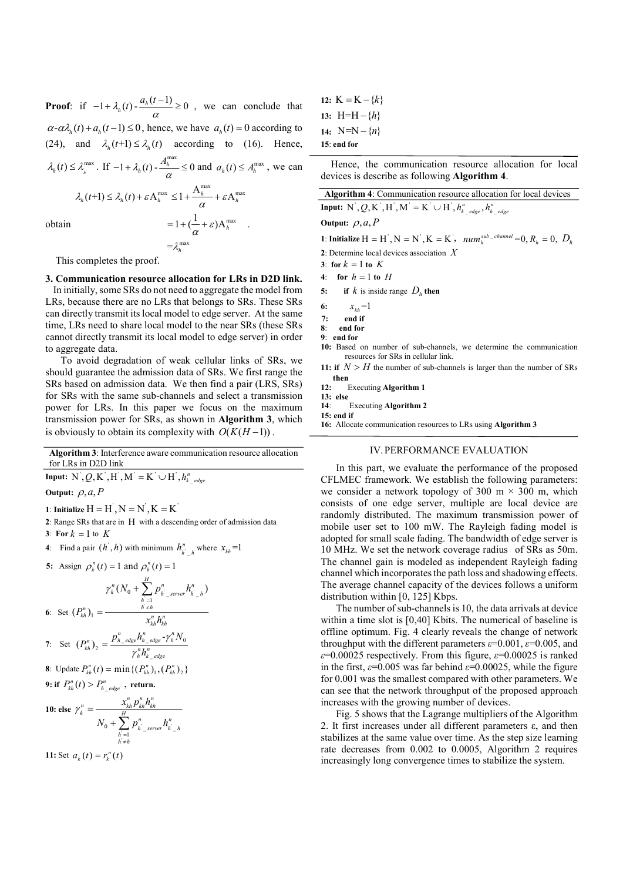**Proof**: if $-1+\lambda_h(t)-\frac{a_h(t-1)}{\alpha}\geq 0$, we can conclude that $\alpha\text{-}\alpha\lambda_h(t)+a_h(t-1)\leq 0$, hence, we have $a_h(t)=0$ according to (24), and $\lambda_h(t+1)\leq\lambda_h(t)$ according to (16). Hence, $\lambda_h(t)\leq\lambda_h^{\max}$. If $-1+\lambda_h(t)-\frac{A_h^{\max}}{\alpha}\leq 0$ and $a_h(t)\leq A_h^{\max}$, we can obtain

$$
\begin{aligned}
\lambda_h(t+1)\leq\lambda_h(t)+\varepsilon A_h^{\max} &\leq 1+\frac{A_h^{\max}}{\alpha}+\varepsilon A_h^{\max} \\
&=1+(\frac{1}{\alpha}+\varepsilon)A_h^{\max} \\
&=\lambda_h^{\max}
\end{aligned}
$$

This completes the proof.

**3. Communication resource allocation for LRs in D2D link.**

In initially, some SRs do not need to aggregate the model from LRs, because there are no LRs that belongs to SRs. These SRs can directly transmit its local model to edge server. At the same time, LRs need to share local model to the near SRs (these SRs cannot directly transmit its local model to edge server) in order to aggregate data.

To avoid degradation of weak cellular links of SRs, we should guarantee the admission data of SRs. We first range the SRs based on admission data. We then find a pair (LRS, SRs) for SRs with the same sub-channels and select a transmission power for LRs. In this paper we focus on the maximum transmission power for SRs, as shown in **Algorithm 3**, which is obviously to obtain its complexity with $O(K(H-1))$.

**Algorithm 3**: Interference aware communication resource allocation for LRs in D2D link

**Input:** $N^{'},Q,K^{'},H^{'},M^{'}=K^{'}\cup H^{'},h_{k\_edge}^{n}$

**Output:** $\rho,a,P$

1: **Initialize** $H=H^{'},N=N^{'},K=K^{'}$

2: Range SRs that are in $H$ with a descending order of admission data

3: **For** $k=1$ to $K$

4: Find a pair $(h^{'},h)$ with minimum $h_{h^{'}\_h}^{n}$ where $x_{kh}=1$

5: Assign $\rho_k^n(t)=1$ and $\rho_h^n(t)=1$

6: Set $(P_{kh}^n)_1=\dfrac{\gamma_k^n(N_0+\sum_{h^{'}=1,h^{'}\neq h}^{H}p_{h^{'}\_server}^{n}h_{h^{'}\_h}^{n})}{x_{kh}^n h_{kh}^n}$

7: Set $(P_{kh}^n)_2=\dfrac{p_{h\_edge}^n h_{h\_edge}^n\text{-}\gamma_h^n N_0}{\gamma_h^n h_{k\_edge}^n}$

8: Update $P_{kh}^n(t)=\min\{(P_{kh}^n)_1,(P_{kh}^n)_2\}$

9: **if** $P_{kh}^n(t)>P_{h\_edge}^n$, **return.**

10: **else** $\gamma_k^n=\dfrac{x_{kh}^n p_{kh}^n h_{kh}^n}{N_0+\sum_{h^{'}=1,h^{'}\neq h}^{H}p_{h^{'}\_server}^{n}h_{h^{'}\_h}^{n}}$

11: Set $a_k(t)=r_k^n(t)$

12: $K=K-\{k\}$

13: $H=H-\{h\}$

14: $N=N-\{n\}$

15: **end for**

Hence, the communication resource allocation for local devices is describe as following **Algorithm 4**.

**Algorithm 4**: Communication resource allocation for local devices

**Input:** $N^{'},Q,K^{'},H^{'},M^{'}=K^{'}\cup H^{'},h_{k\_edge}^{n},h_{h\_edge}^{n}$

**Output:** $\rho,a,P$

1: **Initialize** $H=H^{'},N=N^{'},K=K^{'}$, $num_h^{sub\_channel}=0, R_h=0, D_h$

2: Determine local devices association $X$

3: **for** $k=1$ **to** $K$

4: **for** $h=1$ **to** $H$

5: **if** $k$ is inside range $D_h$ **then**

6: $x_{kh}=1$

7: **end if**

8: **end for**

9: **end for**

10: Based on number of sub-channels, we determine the communication resources for SRs in cellular link.

11: **if** $N>H$ the number of sub-channels is larger than the number of SRs **then**

12: Executing **Algorithm 1**

13: **else**

14: Executing **Algorithm 2**

15: **end if**

16: Allocate communication resources to LRs using **Algorithm 3**

## IV. PERFORMANCE EVALUATION

In this part, we evaluate the performance of the proposed CFLMEC framework. We establish the following parameters: we consider a network topology of 300 m × 300 m, which consists of one edge server, multiple are local device are randomly distributed. The maximum transmission power of mobile user set to 100 mW. The Rayleigh fading model is adopted for small scale fading. The bandwidth of edge server is 10 MHz. We set the network coverage radius of SRs as 50m. The channel gain is modeled as independent Rayleigh fading channel which incorporates the path loss and shadowing effects. The average channel capacity of the devices follows a uniform distribution within [0, 125] Kbps.

The number of sub-channels is 10, the data arrivals at device within a time slot is [0,40] Kbits. The numerical of baseline is offline optimum. Fig. 4 clearly reveals the change of network throughput with the different parameters ε=0.001, ε=0.005, and ε=0.00025 respectively. From this figure, ε=0.00025 is ranked in the first, ε=0.005 was far behind ε=0.00025, while the figure for 0.001 was the smallest compared with other parameters. We can see that the network throughput of the proposed approach increases with the growing number of devices.

Fig. 5 shows that the Lagrange multipliers of the Algorithm 2. It first increases under all different parameters ε, and then stabilizes at the same value over time. As the step size learning rate decreases from 0.002 to 0.0005, Algorithm 2 requires increasingly long convergence times to stabilize the system.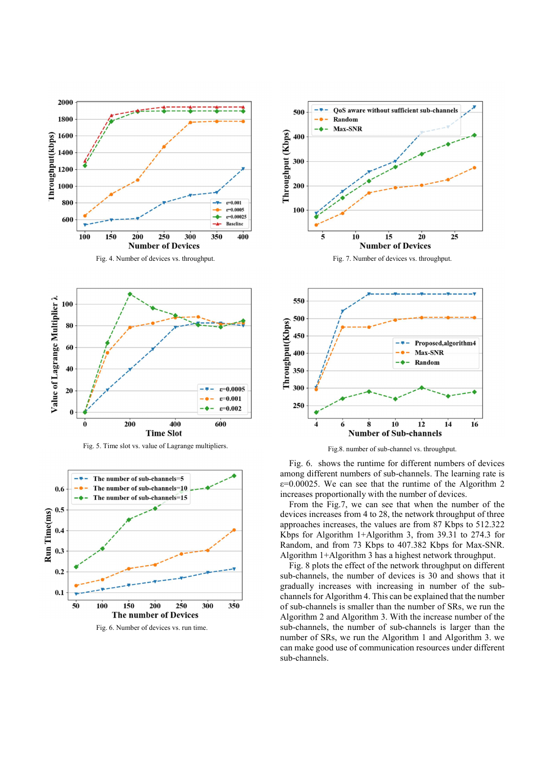Fig. 4. Number of devices vs. throughput.

Fig. 7. Number of devices vs. throughput.

Fig. 5. Time slot vs. value of Lagrange multipliers.

Fig.8. number of sub-channel vs. throughput.

Fig. 6. Number of devices vs. run time.

Fig. 6. shows the runtime for different numbers of devices among different numbers of sub-channels. The learning rate is ε=0.00025. We can see that the runtime of the Algorithm 2 increases proportionally with the number of devices.

From the Fig.7, we can see that when the number of the devices increases from 4 to 28, the network throughput of three approaches increases, the values are from 87 Kbps to 512.322 Kbps for Algorithm 1+Algorithm 3, from 39.31 to 274.3 for Random, and from 73 Kbps to 407.382 Kbps for Max-SNR. Algorithm 1+Algorithm 3 has a highest network throughput.

Fig. 8 plots the effect of the network throughput on different sub-channels, the number of devices is 30 and shows that it gradually increases with increasing in number of the sub-channels for Algorithm 4. This can be explained that the number of sub-channels is smaller than the number of SRs, we run the Algorithm 2 and Algorithm 3. With the increase number of the sub-channels, the number of sub-channels is larger than the number of SRs, we run the Algorithm 1 and Algorithm 3. we can make good use of communication resources under different sub-channels.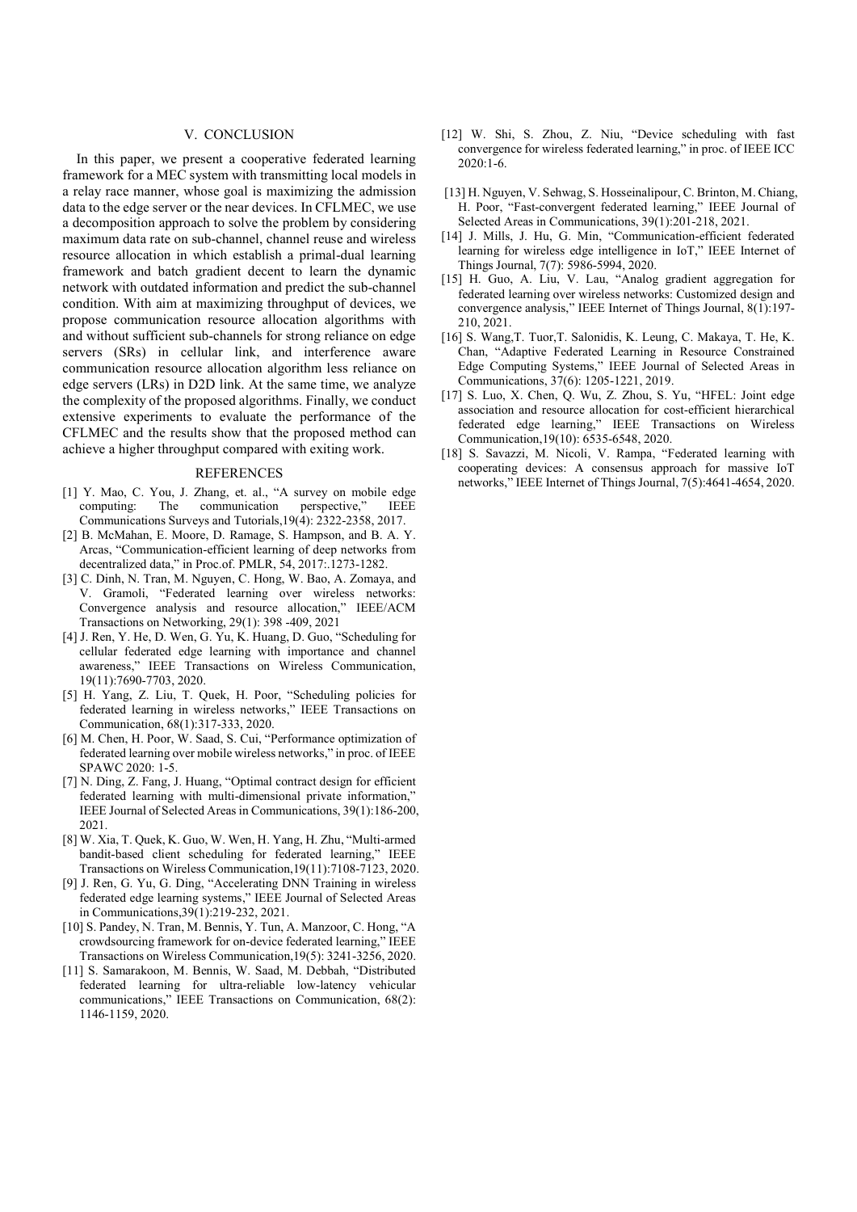## V. CONCLUSION

In this paper, we present a cooperative federated learning framework for a MEC system with transmitting local models in a relay race manner, whose goal is maximizing the admission data to the edge server or the near devices. In CFLMEC, we use a decomposition approach to solve the problem by considering maximum data rate on sub-channel, channel reuse and wireless resource allocation in which establish a primal-dual learning framework and batch gradient decent to learn the dynamic network with outdated information and predict the sub-channel condition. With aim at maximizing throughput of devices, we propose communication resource allocation algorithms with and without sufficient sub-channels for strong reliance on edge servers (SRs) in cellular link, and interference aware communication resource allocation algorithm less reliance on edge servers (LRs) in D2D link. At the same time, we analyze the complexity of the proposed algorithms. Finally, we conduct extensive experiments to evaluate the performance of the CFLMEC and the results show that the proposed method can achieve a higher throughput compared with exiting work.

## REFERENCES

[1] Y. Mao, C. You, J. Zhang, et. al., "A survey on mobile edge computing: The communication perspective," IEEE Communications Surveys and Tutorials,19(4): 2322-2358, 2017.

[2] B. McMahan, E. Moore, D. Ramage, S. Hampson, and B. A. Y. Arcas, "Communication-efficient learning of deep networks from decentralized data," in Proc.of. PMLR, 54, 2017:.1273-1282.

[3] C. Dinh, N. Tran, M. Nguyen, C. Hong, W. Bao, A. Zomaya, and V. Gramoli, "Federated learning over wireless networks: Convergence analysis and resource allocation," IEEE/ACM Transactions on Networking, 29(1): 398 -409, 2021

[4] J. Ren, Y. He, D. Wen, G. Yu, K. Huang, D. Guo, "Scheduling for cellular federated edge learning with importance and channel awareness," IEEE Transactions on Wireless Communication, 19(11):7690-7703, 2020.

[5] H. Yang, Z. Liu, T. Quek, H. Poor, "Scheduling policies for federated learning in wireless networks," IEEE Transactions on Communication, 68(1):317-333, 2020.

[6] M. Chen, H. Poor, W. Saad, S. Cui, "Performance optimization of federated learning over mobile wireless networks," in proc. of IEEE SPAWC 2020: 1-5.

[7] N. Ding, Z. Fang, J. Huang, "Optimal contract design for efficient federated learning with multi-dimensional private information," IEEE Journal of Selected Areas in Communications, 39(1):186-200, 2021.

[8] W. Xia, T. Quek, K. Guo, W. Wen, H. Yang, H. Zhu, "Multi-armed bandit-based client scheduling for federated learning," IEEE Transactions on Wireless Communication,19(11):7108-7123, 2020.

[9] J. Ren, G. Yu, G. Ding, "Accelerating DNN Training in wireless federated edge learning systems," IEEE Journal of Selected Areas in Communications,39(1):219-232, 2021.

[10] S. Pandey, N. Tran, M. Bennis, Y. Tun, A. Manzoor, C. Hong, "A crowdsourcing framework for on-device federated learning," IEEE Transactions on Wireless Communication,19(5): 3241-3256, 2020.

[11] S. Samarakoon, M. Bennis, W. Saad, M. Debbah, "Distributed federated learning for ultra-reliable low-latency vehicular communications," IEEE Transactions on Communication, 68(2): 1146-1159, 2020.

[12] W. Shi, S. Zhou, Z. Niu, "Device scheduling with fast convergence for wireless federated learning," in proc. of IEEE ICC 2020:1-6.

[13] H. Nguyen, V. Sehwag, S. Hosseinalipour, C. Brinton, M. Chiang, H. Poor, "Fast-convergent federated learning," IEEE Journal of Selected Areas in Communications, 39(1):201-218, 2021.

[14] J. Mills, J. Hu, G. Min, "Communication-efficient federated learning for wireless edge intelligence in IoT," IEEE Internet of Things Journal, 7(7): 5986-5994, 2020.

[15] H. Guo, A. Liu, V. Lau, "Analog gradient aggregation for federated learning over wireless networks: Customized design and convergence analysis," IEEE Internet of Things Journal, 8(1):197-210, 2021.

[16] S. Wang,T. Tuor,T. Salonidis, K. Leung, C. Makaya, T. He, K. Chan, "Adaptive Federated Learning in Resource Constrained Edge Computing Systems," IEEE Journal of Selected Areas in Communications, 37(6): 1205-1221, 2019.

[17] S. Luo, X. Chen, Q. Wu, Z. Zhou, S. Yu, "HFEL: Joint edge association and resource allocation for cost-efficient hierarchical federated edge learning," IEEE Transactions on Wireless Communication,19(10): 6535-6548, 2020.

[18] S. Savazzi, M. Nicoli, V. Rampa, "Federated learning with cooperating devices: A consensus approach for massive IoT networks," IEEE Internet of Things Journal, 7(5):4641-4654, 2020.